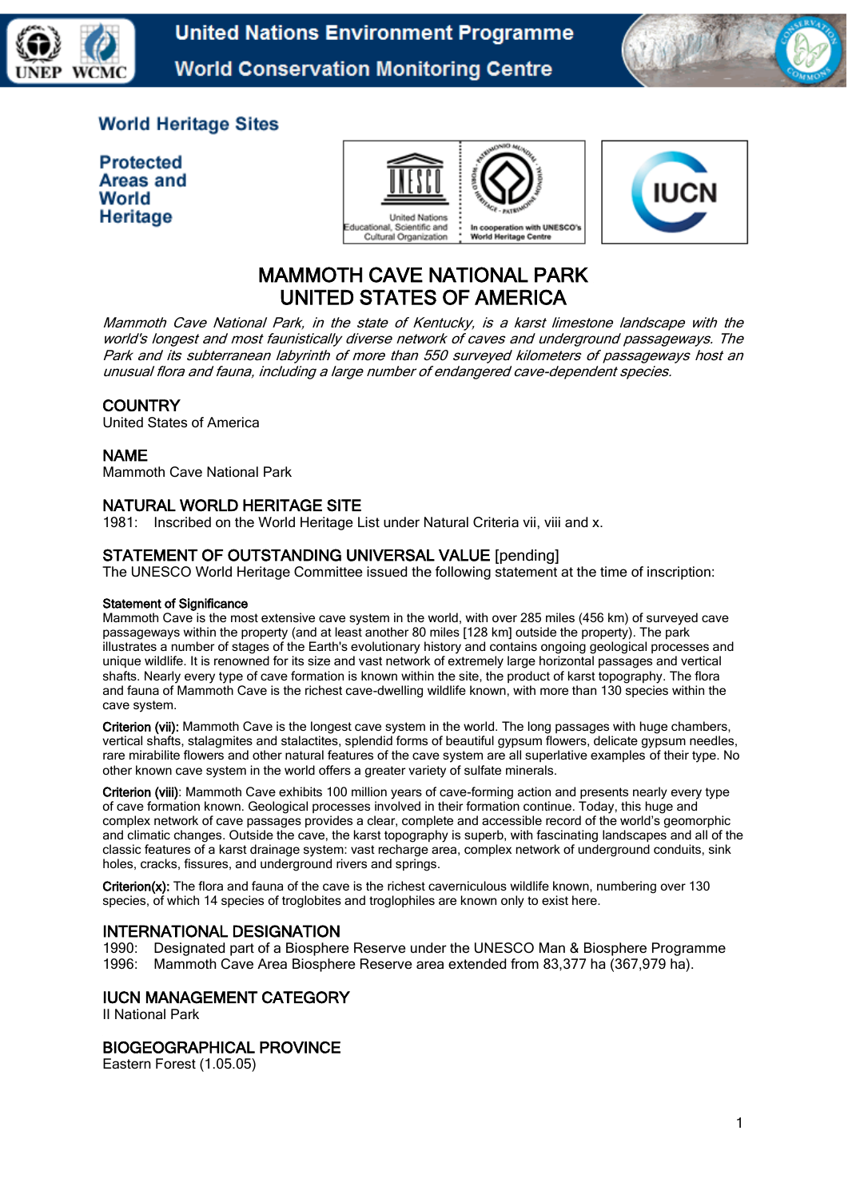United Nations Environment Programme
World Conservation Monitoring Centre

World Heritage Sites

Protected Areas and World Heritage

# MAMMOTH CAVE NATIONAL PARK
# UNITED STATES OF AMERICA

*Mammoth Cave National Park, in the state of Kentucky, is a karst limestone landscape with the world's longest and most faunistically diverse network of caves and underground passageways. The Park and its subterranean labyrinth of more than 550 surveyed kilometers of passageways host an unusual flora and fauna, including a large number of endangered cave-dependent species.*

## COUNTRY

United States of America

## NAME

Mammoth Cave National Park

## NATURAL WORLD HERITAGE SITE

1981: Inscribed on the World Heritage List under Natural Criteria vii, viii and x.

## STATEMENT OF OUTSTANDING UNIVERSAL VALUE [pending]

The UNESCO World Heritage Committee issued the following statement at the time of inscription:

**Statement of Significance**

Mammoth Cave is the most extensive cave system in the world, with over 285 miles (456 km) of surveyed cave passageways within the property (and at least another 80 miles [128 km] outside the property). The park illustrates a number of stages of the Earth's evolutionary history and contains ongoing geological processes and unique wildlife. It is renowned for its size and vast network of extremely large horizontal passages and vertical shafts. Nearly every type of cave formation is known within the site, the product of karst topography. The flora and fauna of Mammoth Cave is the richest cave-dwelling wildlife known, with more than 130 species within the cave system.

**Criterion (vii):** Mammoth Cave is the longest cave system in the world. The long passages with huge chambers, vertical shafts, stalagmites and stalactites, splendid forms of beautiful gypsum flowers, delicate gypsum needles, rare mirabilite flowers and other natural features of the cave system are all superlative examples of their type. No other known cave system in the world offers a greater variety of sulfate minerals.

**Criterion (viii)**: Mammoth Cave exhibits 100 million years of cave-forming action and presents nearly every type of cave formation known. Geological processes involved in their formation continue. Today, this huge and complex network of cave passages provides a clear, complete and accessible record of the world's geomorphic and climatic changes. Outside the cave, the karst topography is superb, with fascinating landscapes and all of the classic features of a karst drainage system: vast recharge area, complex network of underground conduits, sink holes, cracks, fissures, and underground rivers and springs.

**Criterion(x):** The flora and fauna of the cave is the richest cavernicolous wildlife known, numbering over 130 species, of which 14 species of troglobites and troglophiles are known only to exist here.

## INTERNATIONAL DESIGNATION

1990: Designated part of a Biosphere Reserve under the UNESCO Man & Biosphere Programme
1996: Mammoth Cave Area Biosphere Reserve area extended from 83,377 ha (367,979 ha).

## IUCN MANAGEMENT CATEGORY

II National Park

## BIOGEOGRAPHICAL PROVINCE

Eastern Forest (1.05.05)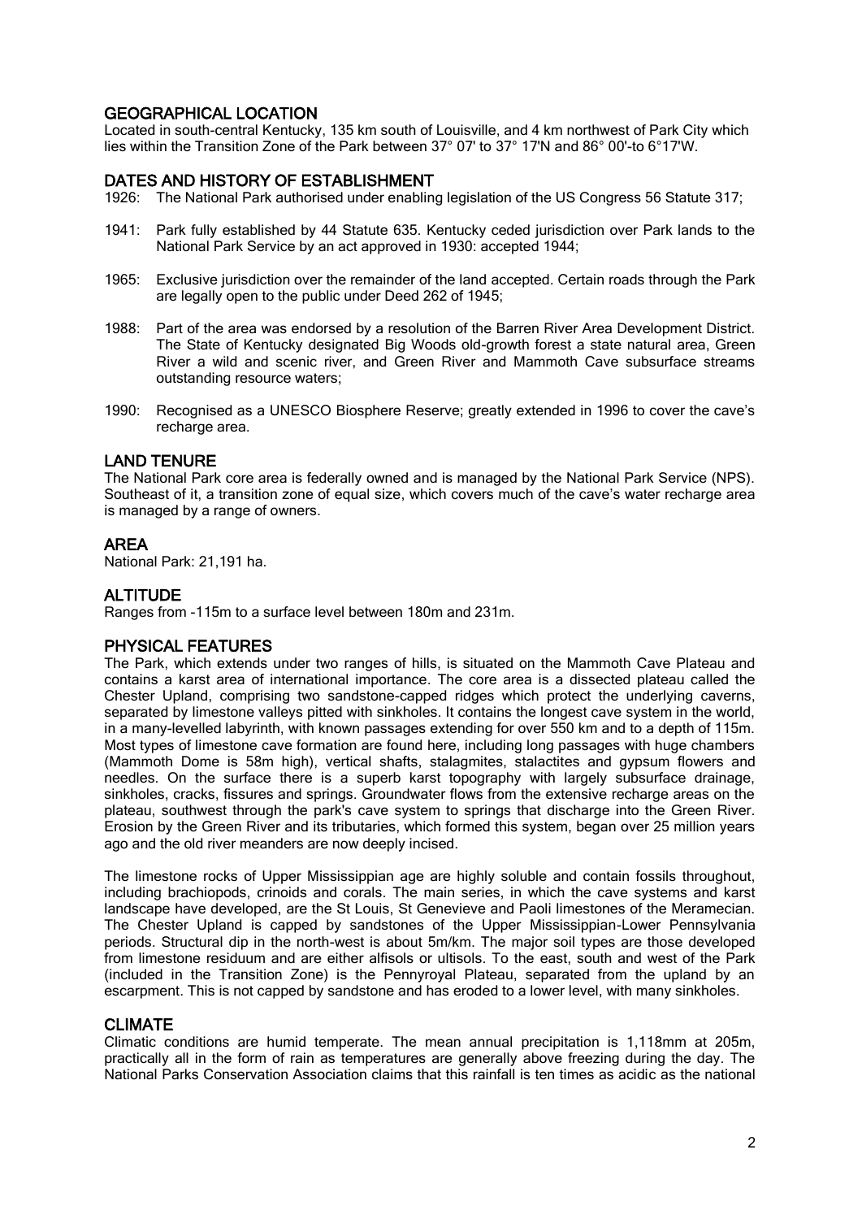## GEOGRAPHICAL LOCATION

Located in south-central Kentucky, 135 km south of Louisville, and 4 km northwest of Park City which lies within the Transition Zone of the Park between 37° 07' to 37° 17'N and 86° 00'-to 6°17'W.

## DATES AND HISTORY OF ESTABLISHMENT

1926: The National Park authorised under enabling legislation of the US Congress 56 Statute 317;

1941: Park fully established by 44 Statute 635. Kentucky ceded jurisdiction over Park lands to the National Park Service by an act approved in 1930: accepted 1944;

1965: Exclusive jurisdiction over the remainder of the land accepted. Certain roads through the Park are legally open to the public under Deed 262 of 1945;

1988: Part of the area was endorsed by a resolution of the Barren River Area Development District. The State of Kentucky designated Big Woods old-growth forest a state natural area, Green River a wild and scenic river, and Green River and Mammoth Cave subsurface streams outstanding resource waters;

1990: Recognised as a UNESCO Biosphere Reserve; greatly extended in 1996 to cover the cave's recharge area.

## LAND TENURE

The National Park core area is federally owned and is managed by the National Park Service (NPS). Southeast of it, a transition zone of equal size, which covers much of the cave's water recharge area is managed by a range of owners.

## AREA

National Park: 21,191 ha.

## ALTITUDE

Ranges from -115m to a surface level between 180m and 231m.

## PHYSICAL FEATURES

The Park, which extends under two ranges of hills, is situated on the Mammoth Cave Plateau and contains a karst area of international importance. The core area is a dissected plateau called the Chester Upland, comprising two sandstone-capped ridges which protect the underlying caverns, separated by limestone valleys pitted with sinkholes. It contains the longest cave system in the world, in a many-levelled labyrinth, with known passages extending for over 550 km and to a depth of 115m. Most types of limestone cave formation are found here, including long passages with huge chambers (Mammoth Dome is 58m high), vertical shafts, stalagmites, stalactites and gypsum flowers and needles. On the surface there is a superb karst topography with largely subsurface drainage, sinkholes, cracks, fissures and springs. Groundwater flows from the extensive recharge areas on the plateau, southwest through the park's cave system to springs that discharge into the Green River. Erosion by the Green River and its tributaries, which formed this system, began over 25 million years ago and the old river meanders are now deeply incised.

The limestone rocks of Upper Mississippian age are highly soluble and contain fossils throughout, including brachiopods, crinoids and corals. The main series, in which the cave systems and karst landscape have developed, are the St Louis, St Genevieve and Paoli limestones of the Meramecian. The Chester Upland is capped by sandstones of the Upper Mississippian-Lower Pennsylvania periods. Structural dip in the north-west is about 5m/km. The major soil types are those developed from limestone residuum and are either alfisols or ultisols. To the east, south and west of the Park (included in the Transition Zone) is the Pennyroyal Plateau, separated from the upland by an escarpment. This is not capped by sandstone and has eroded to a lower level, with many sinkholes.

## CLIMATE

Climatic conditions are humid temperate. The mean annual precipitation is 1,118mm at 205m, practically all in the form of rain as temperatures are generally above freezing during the day. The National Parks Conservation Association claims that this rainfall is ten times as acidic as the national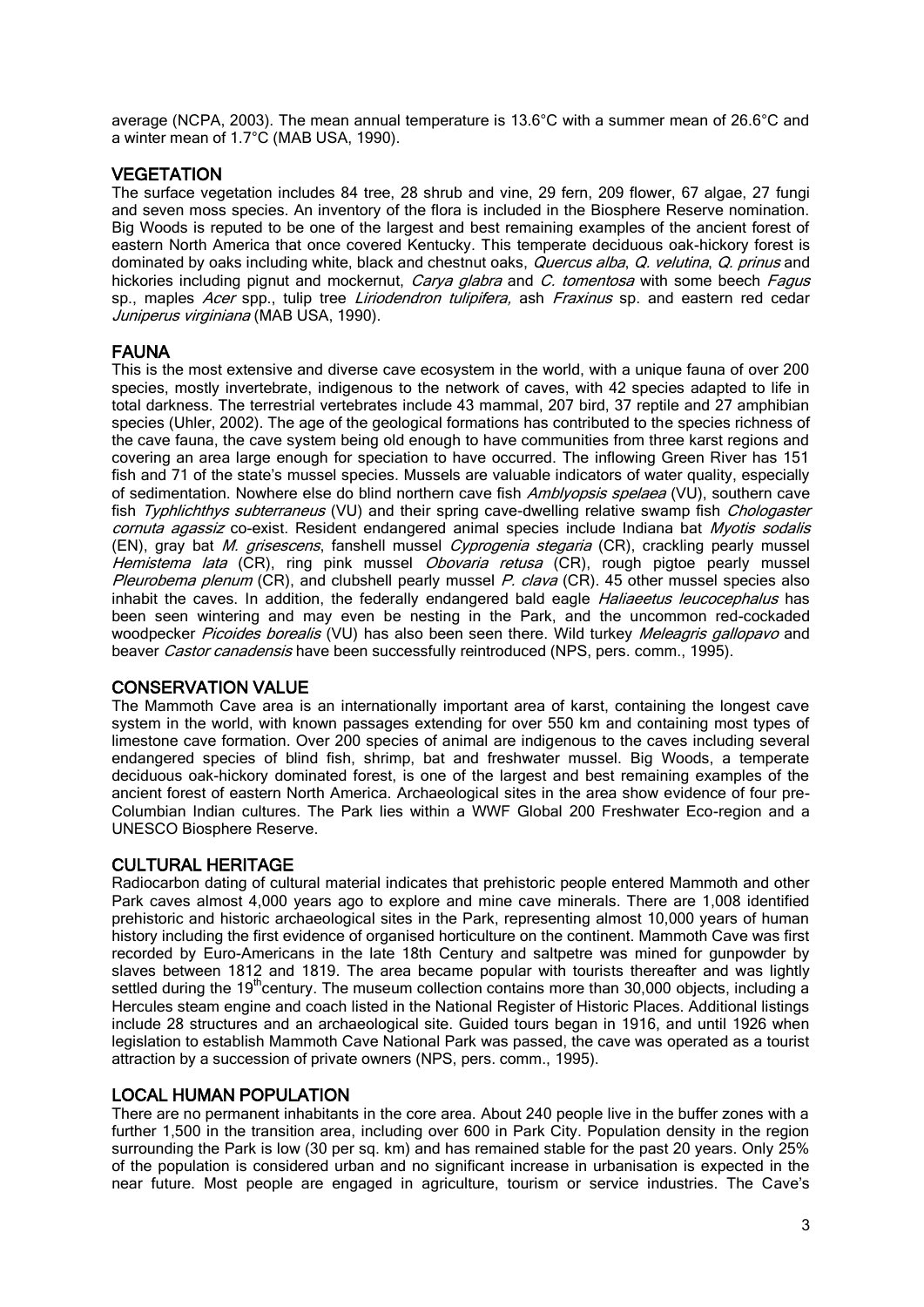average (NCPA, 2003). The mean annual temperature is 13.6°C with a summer mean of 26.6°C and a winter mean of 1.7°C (MAB USA, 1990).

## VEGETATION

The surface vegetation includes 84 tree, 28 shrub and vine, 29 fern, 209 flower, 67 algae, 27 fungi and seven moss species. An inventory of the flora is included in the Biosphere Reserve nomination. Big Woods is reputed to be one of the largest and best remaining examples of the ancient forest of eastern North America that once covered Kentucky. This temperate deciduous oak-hickory forest is dominated by oaks including white, black and chestnut oaks, *Quercus alba*, *Q. velutina*, *Q. prinus* and hickories including pignut and mockernut, *Carya glabra* and *C. tomentosa* with some beech *Fagus* sp., maples *Acer* spp., tulip tree *Liriodendron tulipifera,* ash *Fraxinus* sp. and eastern red cedar *Juniperus virginiana* (MAB USA, 1990).

## FAUNA

This is the most extensive and diverse cave ecosystem in the world, with a unique fauna of over 200 species, mostly invertebrate, indigenous to the network of caves, with 42 species adapted to life in total darkness. The terrestrial vertebrates include 43 mammal, 207 bird, 37 reptile and 27 amphibian species (Uhler, 2002). The age of the geological formations has contributed to the species richness of the cave fauna, the cave system being old enough to have communities from three karst regions and covering an area large enough for speciation to have occurred. The inflowing Green River has 151 fish and 71 of the state's mussel species. Mussels are valuable indicators of water quality, especially of sedimentation. Nowhere else do blind northern cave fish *Amblyopsis spelaea* (VU), southern cave fish *Typhlichthys subterraneus* (VU) and their spring cave-dwelling relative swamp fish *Chologaster cornuta agassiz* co-exist. Resident endangered animal species include Indiana bat *Myotis sodalis* (EN), gray bat *M. grisescens*, fanshell mussel *Cyprogenia stegaria* (CR), crackling pearly mussel *Hemistema lata* (CR), ring pink mussel *Obovaria retusa* (CR), rough pigtoe pearly mussel *Pleurobema plenum* (CR), and clubshell pearly mussel *P. clava* (CR). 45 other mussel species also inhabit the caves. In addition, the federally endangered bald eagle *Haliaeetus leucocephalus* has been seen wintering and may even be nesting in the Park, and the uncommon red-cockaded woodpecker *Picoides borealis* (VU) has also been seen there. Wild turkey *Meleagris gallopavo* and beaver *Castor canadensis* have been successfully reintroduced (NPS, pers. comm., 1995).

## CONSERVATION VALUE

The Mammoth Cave area is an internationally important area of karst, containing the longest cave system in the world, with known passages extending for over 550 km and containing most types of limestone cave formation. Over 200 species of animal are indigenous to the caves including several endangered species of blind fish, shrimp, bat and freshwater mussel. Big Woods, a temperate deciduous oak-hickory dominated forest, is one of the largest and best remaining examples of the ancient forest of eastern North America. Archaeological sites in the area show evidence of four pre-Columbian Indian cultures. The Park lies within a WWF Global 200 Freshwater Eco-region and a UNESCO Biosphere Reserve.

## CULTURAL HERITAGE

Radiocarbon dating of cultural material indicates that prehistoric people entered Mammoth and other Park caves almost 4,000 years ago to explore and mine cave minerals. There are 1,008 identified prehistoric and historic archaeological sites in the Park, representing almost 10,000 years of human history including the first evidence of organised horticulture on the continent. Mammoth Cave was first recorded by Euro-Americans in the late 18th Century and saltpetre was mined for gunpowder by slaves between 1812 and 1819. The area became popular with tourists thereafter and was lightly settled during the 19th century. The museum collection contains more than 30,000 objects, including a Hercules steam engine and coach listed in the National Register of Historic Places. Additional listings include 28 structures and an archaeological site. Guided tours began in 1916, and until 1926 when legislation to establish Mammoth Cave National Park was passed, the cave was operated as a tourist attraction by a succession of private owners (NPS, pers. comm., 1995).

## LOCAL HUMAN POPULATION

There are no permanent inhabitants in the core area. About 240 people live in the buffer zones with a further 1,500 in the transition area, including over 600 in Park City. Population density in the region surrounding the Park is low (30 per sq. km) and has remained stable for the past 20 years. Only 25% of the population is considered urban and no significant increase in urbanisation is expected in the near future. Most people are engaged in agriculture, tourism or service industries. The Cave's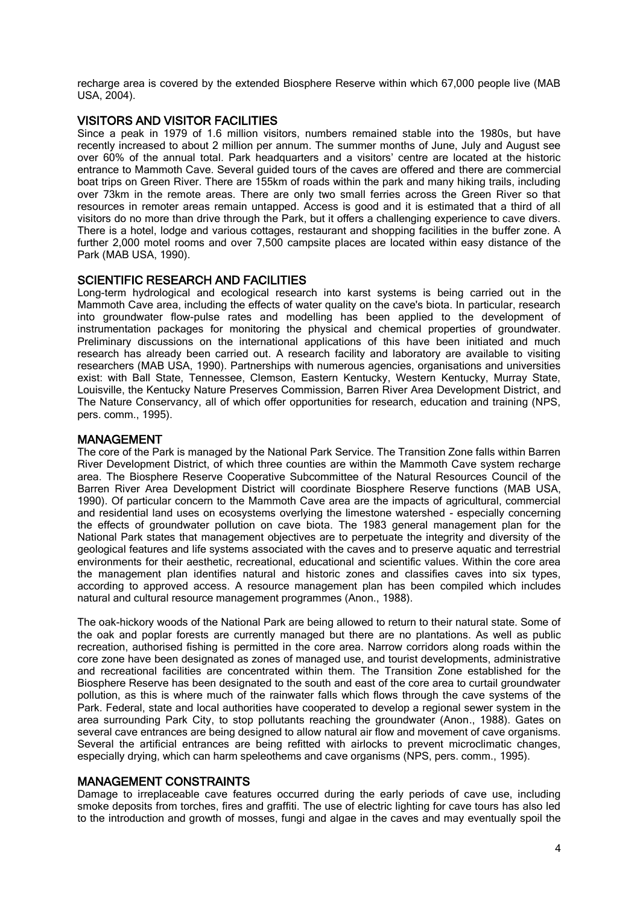recharge area is covered by the extended Biosphere Reserve within which 67,000 people live (MAB USA, 2004).

## VISITORS AND VISITOR FACILITIES

Since a peak in 1979 of 1.6 million visitors, numbers remained stable into the 1980s, but have recently increased to about 2 million per annum. The summer months of June, July and August see over 60% of the annual total. Park headquarters and a visitors' centre are located at the historic entrance to Mammoth Cave. Several guided tours of the caves are offered and there are commercial boat trips on Green River. There are 155km of roads within the park and many hiking trails, including over 73km in the remote areas. There are only two small ferries across the Green River so that resources in remoter areas remain untapped. Access is good and it is estimated that a third of all visitors do no more than drive through the Park, but it offers a challenging experience to cave divers. There is a hotel, lodge and various cottages, restaurant and shopping facilities in the buffer zone. A further 2,000 motel rooms and over 7,500 campsite places are located within easy distance of the Park (MAB USA, 1990).

## SCIENTIFIC RESEARCH AND FACILITIES

Long-term hydrological and ecological research into karst systems is being carried out in the Mammoth Cave area, including the effects of water quality on the cave's biota. In particular, research into groundwater flow-pulse rates and modelling has been applied to the development of instrumentation packages for monitoring the physical and chemical properties of groundwater. Preliminary discussions on the international applications of this have been initiated and much research has already been carried out. A research facility and laboratory are available to visiting researchers (MAB USA, 1990). Partnerships with numerous agencies, organisations and universities exist: with Ball State, Tennessee, Clemson, Eastern Kentucky, Western Kentucky, Murray State, Louisville, the Kentucky Nature Preserves Commission, Barren River Area Development District, and The Nature Conservancy, all of which offer opportunities for research, education and training (NPS, pers. comm., 1995).

## MANAGEMENT

The core of the Park is managed by the National Park Service. The Transition Zone falls within Barren River Development District, of which three counties are within the Mammoth Cave system recharge area. The Biosphere Reserve Cooperative Subcommittee of the Natural Resources Council of the Barren River Area Development District will coordinate Biosphere Reserve functions (MAB USA, 1990). Of particular concern to the Mammoth Cave area are the impacts of agricultural, commercial and residential land uses on ecosystems overlying the limestone watershed - especially concerning the effects of groundwater pollution on cave biota. The 1983 general management plan for the National Park states that management objectives are to perpetuate the integrity and diversity of the geological features and life systems associated with the caves and to preserve aquatic and terrestrial environments for their aesthetic, recreational, educational and scientific values. Within the core area the management plan identifies natural and historic zones and classifies caves into six types, according to approved access. A resource management plan has been compiled which includes natural and cultural resource management programmes (Anon., 1988).

The oak-hickory woods of the National Park are being allowed to return to their natural state. Some of the oak and poplar forests are currently managed but there are no plantations. As well as public recreation, authorised fishing is permitted in the core area. Narrow corridors along roads within the core zone have been designated as zones of managed use, and tourist developments, administrative and recreational facilities are concentrated within them. The Transition Zone established for the Biosphere Reserve has been designated to the south and east of the core area to curtail groundwater pollution, as this is where much of the rainwater falls which flows through the cave systems of the Park. Federal, state and local authorities have cooperated to develop a regional sewer system in the area surrounding Park City, to stop pollutants reaching the groundwater (Anon., 1988). Gates on several cave entrances are being designed to allow natural air flow and movement of cave organisms. Several the artificial entrances are being refitted with airlocks to prevent microclimatic changes, especially drying, which can harm speleothems and cave organisms (NPS, pers. comm., 1995).

## MANAGEMENT CONSTRAINTS

Damage to irreplaceable cave features occurred during the early periods of cave use, including smoke deposits from torches, fires and graffiti. The use of electric lighting for cave tours has also led to the introduction and growth of mosses, fungi and algae in the caves and may eventually spoil the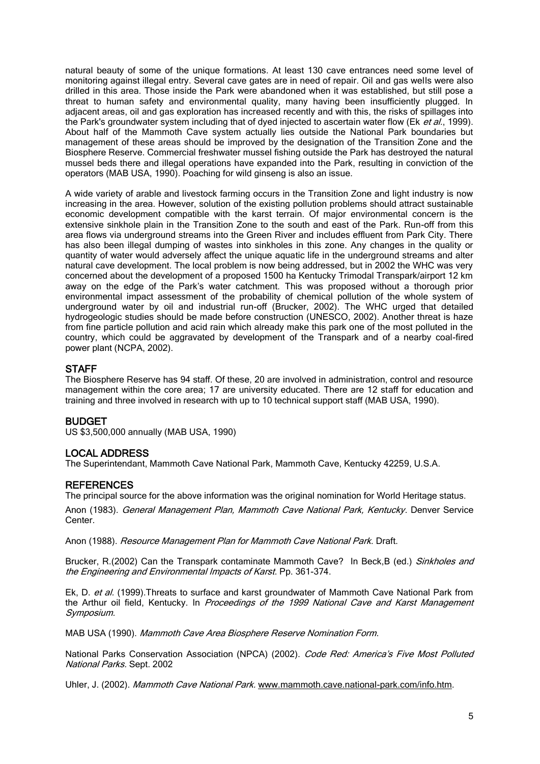natural beauty of some of the unique formations. At least 130 cave entrances need some level of monitoring against illegal entry. Several cave gates are in need of repair. Oil and gas wells were also drilled in this area. Those inside the Park were abandoned when it was established, but still pose a threat to human safety and environmental quality, many having been insufficiently plugged. In adjacent areas, oil and gas exploration has increased recently and with this, the risks of spillages into the Park's groundwater system including that of dyed injected to ascertain water flow (Ek *et al*., 1999). About half of the Mammoth Cave system actually lies outside the National Park boundaries but management of these areas should be improved by the designation of the Transition Zone and the Biosphere Reserve. Commercial freshwater mussel fishing outside the Park has destroyed the natural mussel beds there and illegal operations have expanded into the Park, resulting in conviction of the operators (MAB USA, 1990). Poaching for wild ginseng is also an issue.

A wide variety of arable and livestock farming occurs in the Transition Zone and light industry is now increasing in the area. However, solution of the existing pollution problems should attract sustainable economic development compatible with the karst terrain. Of major environmental concern is the extensive sinkhole plain in the Transition Zone to the south and east of the Park. Run-off from this area flows via underground streams into the Green River and includes effluent from Park City. There has also been illegal dumping of wastes into sinkholes in this zone. Any changes in the quality or quantity of water would adversely affect the unique aquatic life in the underground streams and alter natural cave development. The local problem is now being addressed, but in 2002 the WHC was very concerned about the development of a proposed 1500 ha Kentucky Trimodal Transpark/airport 12 km away on the edge of the Park's water catchment. This was proposed without a thorough prior environmental impact assessment of the probability of chemical pollution of the whole system of underground water by oil and industrial run-off (Brucker, 2002). The WHC urged that detailed hydrogeologic studies should be made before construction (UNESCO, 2002). Another threat is haze from fine particle pollution and acid rain which already make this park one of the most polluted in the country, which could be aggravated by development of the Transpark and of a nearby coal-fired power plant (NCPA, 2002).

## STAFF

The Biosphere Reserve has 94 staff. Of these, 20 are involved in administration, control and resource management within the core area; 17 are university educated. There are 12 staff for education and training and three involved in research with up to 10 technical support staff (MAB USA, 1990).

## BUDGET

US $3,500,000 annually (MAB USA, 1990)

## LOCAL ADDRESS

The Superintendant, Mammoth Cave National Park, Mammoth Cave, Kentucky 42259, U.S.A.

## REFERENCES

The principal source for the above information was the original nomination for World Heritage status.

Anon (1983). *General Management Plan, Mammoth Cave National Park, Kentucky*. Denver Service Center.

Anon (1988). *Resource Management Plan for Mammoth Cave National Park*. Draft.

Brucker, R.(2002) Can the Transpark contaminate Mammoth Cave? In Beck,B (ed.) *Sinkholes and the Engineering and Environmental Impacts of Karst*. Pp. 361-374.

Ek, D. *et al*. (1999).Threats to surface and karst groundwater of Mammoth Cave National Park from the Arthur oil field, Kentucky. In *Proceedings of the 1999 National Cave and Karst Management Symposium.*

MAB USA (1990). *Mammoth Cave Area Biosphere Reserve Nomination Form*.

National Parks Conservation Association (NPCA) (2002). *Code Red: America's Five Most Polluted National Parks.* Sept. 2002

Uhler, J. (2002). *Mammoth Cave National Park.* www.mammoth.cave.national-park.com/info.htm.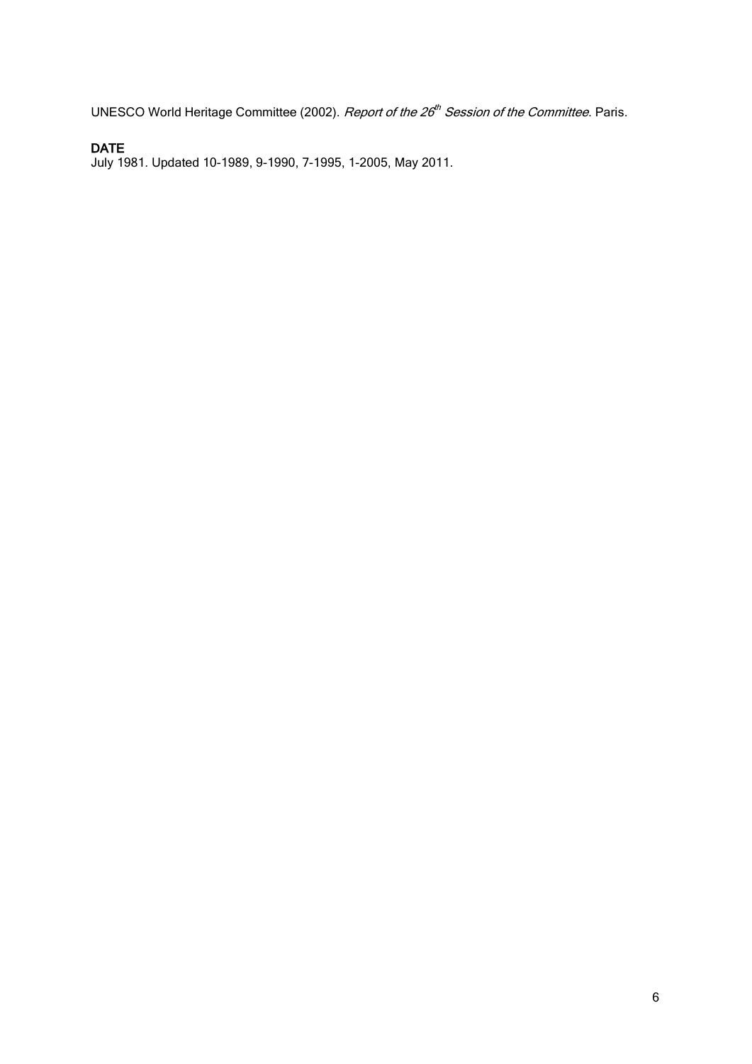UNESCO World Heritage Committee (2002). *Report of the 26th Session of the Committee*. Paris.

**DATE**

July 1981. Updated 10-1989, 9-1990, 7-1995, 1-2005, May 2011.